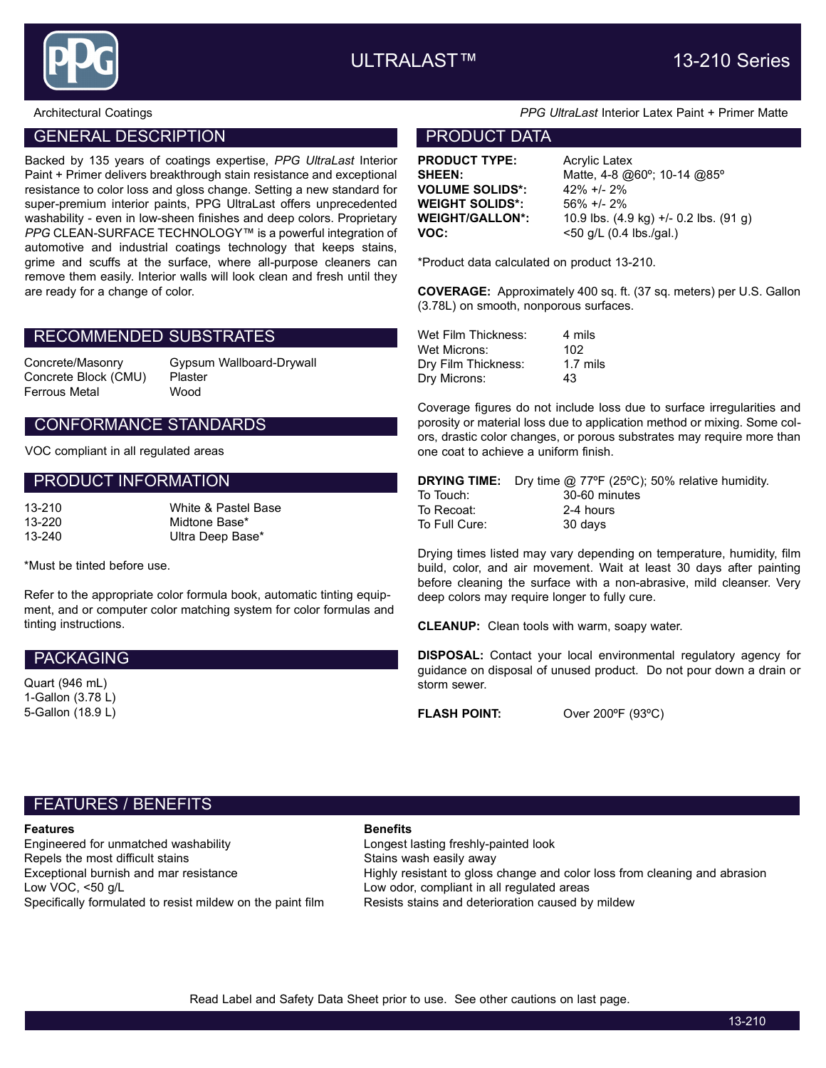# ULTRALAST™ 13-210 Series

Architectural Coatings

*PPG UltraLast* Interior Latex Paint + Primer Matte

## GENERAL DESCRIPTION

Backed by 135 years of coatings expertise, *PPG UltraLast* Interior Paint + Primer delivers breakthrough stain resistance and exceptional resistance to color loss and gloss change. Setting a new standard for super-premium interior paints, PPG UltraLast offers unprecedented washability - even in low-sheen finishes and deep colors. Proprietary *PPG* CLEAN-SURFACE TECHNOLOGY™ is a powerful integration of automotive and industrial coatings technology that keeps stains, grime and scuffs at the surface, where all-purpose cleaners can remove them easily. Interior walls will look clean and fresh until they are ready for a change of color.

## RECOMMENDED SUBSTRATES

| | |
|---|---|
| Concrete/Masonry | Gypsum Wallboard-Drywall |
| Concrete Block (CMU) | Plaster |
| Ferrous Metal | Wood |

## CONFORMANCE STANDARDS

VOC compliant in all regulated areas

## PRODUCT INFORMATION

| | |
|---|---|
| 13-210 | White & Pastel Base |
| 13-220 | Midtone Base* |
| 13-240 | Ultra Deep Base* |

*Must be tinted before use.

Refer to the appropriate color formula book, automatic tinting equipment, and or computer color matching system for color formulas and tinting instructions.

## PACKAGING

Quart (946 mL)
1-Gallon (3.78 L)
5-Gallon (18.9 L)

## PRODUCT DATA

| | |
|---|---|
| **PRODUCT TYPE:** | Acrylic Latex |
| **SHEEN:** | Matte, 4-8 @60º; 10-14 @85º |
| **VOLUME SOLIDS*:** | 42% +/- 2% |
| **WEIGHT SOLIDS*:** | 56% +/- 2% |
| **WEIGHT/GALLON*:** | 10.9 lbs. (4.9 kg) +/- 0.2 lbs. (91 g) |
| **VOC:** | <50 g/L (0.4 lbs./gal.) |

*Product data calculated on product 13-210.

**COVERAGE:** Approximately 400 sq. ft. (37 sq. meters) per U.S. Gallon (3.78L) on smooth, nonporous surfaces.

| | |
|---|---|
| Wet Film Thickness: | 4 mils |
| Wet Microns: | 102 |
| Dry Film Thickness: | 1.7 mils |
| Dry Microns: | 43 |

Coverage figures do not include loss due to surface irregularities and porosity or material loss due to application method or mixing. Some colors, drastic color changes, or porous substrates may require more than one coat to achieve a uniform finish.

**DRYING TIME:** Dry time @ 77ºF (25ºC); 50% relative humidity.

| | |
|---|---|
| To Touch: | 30-60 minutes |
| To Recoat: | 2-4 hours |
| To Full Cure: | 30 days |

Drying times listed may vary depending on temperature, humidity, film build, color, and air movement. Wait at least 30 days after painting before cleaning the surface with a non-abrasive, mild cleanser. Very deep colors may require longer to fully cure.

**CLEANUP:** Clean tools with warm, soapy water.

**DISPOSAL:** Contact your local environmental regulatory agency for guidance on disposal of unused product. Do not pour down a drain or storm sewer.

**FLASH POINT:** Over 200ºF (93ºC)

## FEATURES / BENEFITS

| **Features** | **Benefits** |
|---|---|
| Engineered for unmatched washability | Longest lasting freshly-painted look |
| Repels the most difficult stains | Stains wash easily away |
| Exceptional burnish and mar resistance | Highly resistant to gloss change and color loss from cleaning and abrasion |
| Low VOC, <50 g/L | Low odor, compliant in all regulated areas |
| Specifically formulated to resist mildew on the paint film | Resists stains and deterioration caused by mildew |

Read Label and Safety Data Sheet prior to use. See other cautions on last page.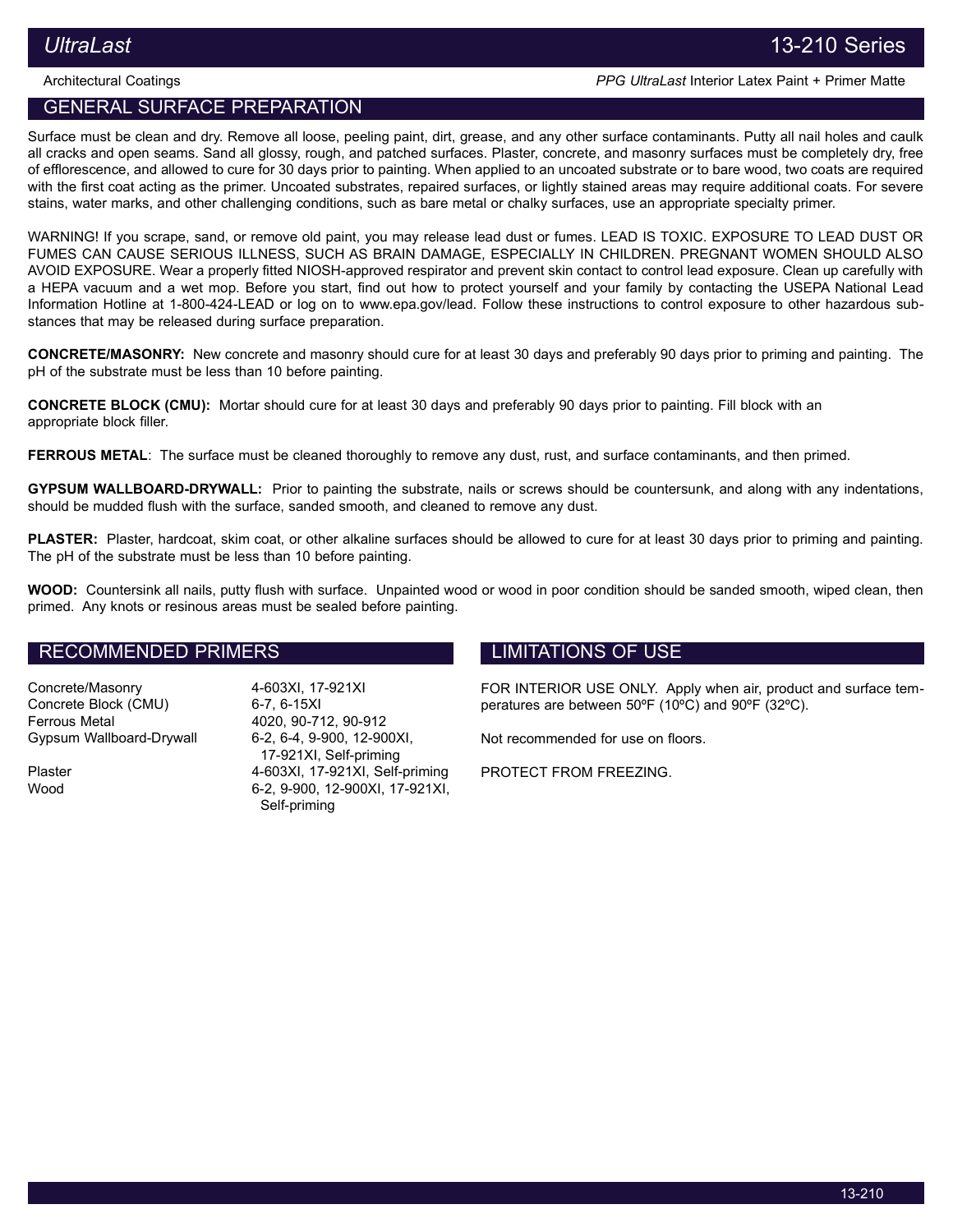## GENERAL SURFACE PREPARATION

Surface must be clean and dry. Remove all loose, peeling paint, dirt, grease, and any other surface contaminants. Putty all nail holes and caulk all cracks and open seams. Sand all glossy, rough, and patched surfaces. Plaster, concrete, and masonry surfaces must be completely dry, free of efflorescence, and allowed to cure for 30 days prior to painting. When applied to an uncoated substrate or to bare wood, two coats are required with the first coat acting as the primer. Uncoated substrates, repaired surfaces, or lightly stained areas may require additional coats. For severe stains, water marks, and other challenging conditions, such as bare metal or chalky surfaces, use an appropriate specialty primer.

WARNING! If you scrape, sand, or remove old paint, you may release lead dust or fumes. LEAD IS TOXIC. EXPOSURE TO LEAD DUST OR FUMES CAN CAUSE SERIOUS ILLNESS, SUCH AS BRAIN DAMAGE, ESPECIALLY IN CHILDREN. PREGNANT WOMEN SHOULD ALSO AVOID EXPOSURE. Wear a properly fitted NIOSH-approved respirator and prevent skin contact to control lead exposure. Clean up carefully with a HEPA vacuum and a wet mop. Before you start, find out how to protect yourself and your family by contacting the USEPA National Lead Information Hotline at 1-800-424-LEAD or log on to www.epa.gov/lead. Follow these instructions to control exposure to other hazardous substances that may be released during surface preparation.

**CONCRETE/MASONRY:** New concrete and masonry should cure for at least 30 days and preferably 90 days prior to priming and painting. The pH of the substrate must be less than 10 before painting.

**CONCRETE BLOCK (CMU):** Mortar should cure for at least 30 days and preferably 90 days prior to painting. Fill block with an appropriate block filler.

**FERROUS METAL**: The surface must be cleaned thoroughly to remove any dust, rust, and surface contaminants, and then primed.

**GYPSUM WALLBOARD-DRYWALL:** Prior to painting the substrate, nails or screws should be countersunk, and along with any indentations, should be mudded flush with the surface, sanded smooth, and cleaned to remove any dust.

**PLASTER:** Plaster, hardcoat, skim coat, or other alkaline surfaces should be allowed to cure for at least 30 days prior to priming and painting. The pH of the substrate must be less than 10 before painting.

**WOOD:** Countersink all nails, putty flush with surface. Unpainted wood or wood in poor condition should be sanded smooth, wiped clean, then primed. Any knots or resinous areas must be sealed before painting.

## RECOMMENDED PRIMERS

| Substrate | Primers |
|---|---|
| Concrete/Masonry | 4-603XI, 17-921XI |
| Concrete Block (CMU) | 6-7, 6-15XI |
| Ferrous Metal | 4020, 90-712, 90-912 |
| Gypsum Wallboard-Drywall | 6-2, 6-4, 9-900, 12-900XI, 17-921XI, Self-priming |
| Plaster | 4-603XI, 17-921XI, Self-priming |
| Wood | 6-2, 9-900, 12-900XI, 17-921XI, Self-priming |

## LIMITATIONS OF USE

FOR INTERIOR USE ONLY. Apply when air, product and surface temperatures are between 50ºF (10ºC) and 90ºF (32ºC).

Not recommended for use on floors.

PROTECT FROM FREEZING.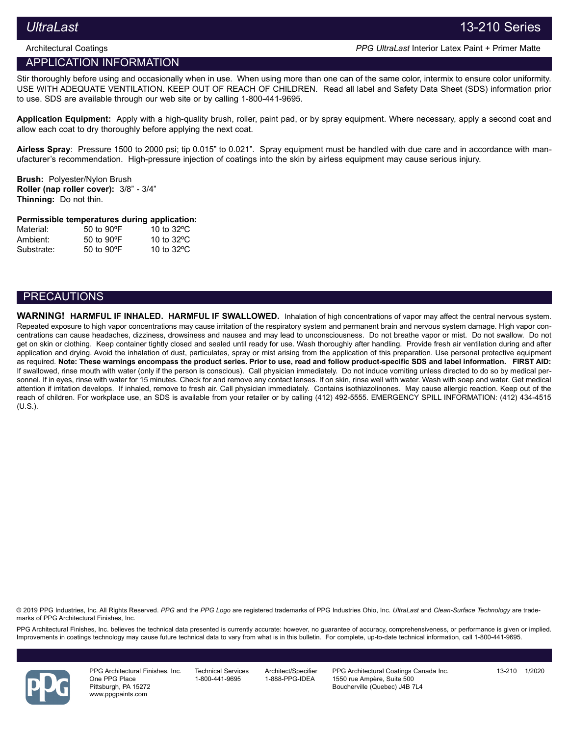## APPLICATION INFORMATION

Stir thoroughly before using and occasionally when in use. When using more than one can of the same color, intermix to ensure color uniformity. USE WITH ADEQUATE VENTILATION. KEEP OUT OF REACH OF CHILDREN. Read all label and Safety Data Sheet (SDS) information prior to use. SDS are available through our web site or by calling 1-800-441-9695.

**Application Equipment:** Apply with a high-quality brush, roller, paint pad, or by spray equipment. Where necessary, apply a second coat and allow each coat to dry thoroughly before applying the next coat.

**Airless Spray**: Pressure 1500 to 2000 psi; tip 0.015" to 0.021". Spray equipment must be handled with due care and in accordance with manufacturer's recommendation. High-pressure injection of coatings into the skin by airless equipment may cause serious injury.

**Brush:** Polyester/Nylon Brush
**Roller (nap roller cover):** 3/8" - 3/4"
**Thinning:** Do not thin.

**Permissible temperatures during application:**

| | | |
|---|---|---|
| Material: | 50 to 90ºF | 10 to 32ºC |
| Ambient: | 50 to 90ºF | 10 to 32ºC |
| Substrate: | 50 to 90ºF | 10 to 32ºC |

## PRECAUTIONS

**WARNING! HARMFUL IF INHALED. HARMFUL IF SWALLOWED.** Inhalation of high concentrations of vapor may affect the central nervous system. Repeated exposure to high vapor concentrations may cause irritation of the respiratory system and permanent brain and nervous system damage. High vapor concentrations can cause headaches, dizziness, drowsiness and nausea and may lead to unconsciousness. Do not breathe vapor or mist. Do not swallow. Do not get on skin or clothing. Keep container tightly closed and sealed until ready for use. Wash thoroughly after handling. Provide fresh air ventilation during and after application and drying. Avoid the inhalation of dust, particulates, spray or mist arising from the application of this preparation. Use personal protective equipment as required. **Note: These warnings encompass the product series. Prior to use, read and follow product-specific SDS and label information. FIRST AID:** If swallowed, rinse mouth with water (only if the person is conscious). Call physician immediately. Do not induce vomiting unless directed to do so by medical personnel. If in eyes, rinse with water for 15 minutes. Check for and remove any contact lenses. If on skin, rinse well with water. Wash with soap and water. Get medical attention if irritation develops. If inhaled, remove to fresh air. Call physician immediately. Contains isothiazolinones. May cause allergic reaction. Keep out of the reach of children. For workplace use, an SDS is available from your retailer or by calling (412) 492-5555. EMERGENCY SPILL INFORMATION: (412) 434-4515 (U.S.).

© 2019 PPG Industries, Inc. All Rights Reserved. *PPG* and the *PPG Logo* are registered trademarks of PPG Industries Ohio, Inc. *UltraLast* and *Clean-Surface Technology* are trademarks of PPG Architectural Finishes, Inc.

PPG Architectural Finishes, Inc. believes the technical data presented is currently accurate: however, no guarantee of accuracy, comprehensiveness, or performance is given or implied. Improvements in coatings technology may cause future technical data to vary from what is in this bulletin. For complete, up-to-date technical information, call 1-800-441-9695.

PPG Architectural Finishes, Inc.
One PPG Place
Pittsburgh, PA 15272
www.ppgpaints.com

Technical Services
1-800-441-9695

Architect/Specifier
1-888-PPG-IDEA

PPG Architectural Coatings Canada Inc.
1550 rue Ampère, Suite 500
Boucherville (Quebec) J4B 7L4

13-210 1/2020